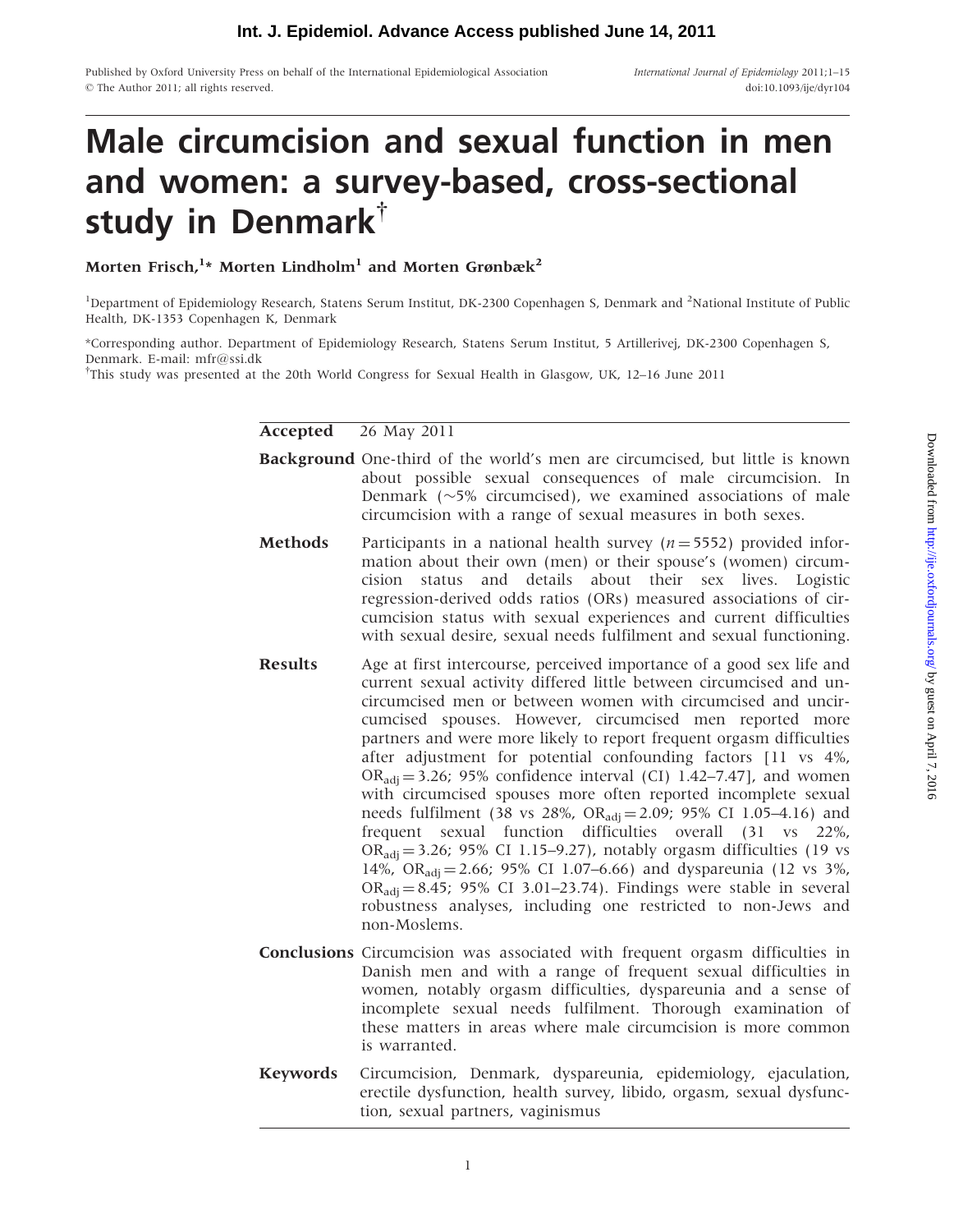# Male circumcision and sexual function in men and women: a survey-based, cross-sectional study in Denmark[†]

**Morten Frisch,[1]* Morten Lindholm[1] and Morten Grønbæk[2]**

[1]Department of Epidemiology Research, Statens Serum Institut, DK-2300 Copenhagen S, Denmark and [2]National Institute of Public Health, DK-1353 Copenhagen K, Denmark

*Corresponding author. Department of Epidemiology Research, Statens Serum Institut, 5 Artillerivej, DK-2300 Copenhagen S, Denmark. E-mail: mfr@ssi.dk

[†]This study was presented at the 20th World Congress for Sexual Health in Glasgow, UK, 12–16 June 2011

**Accepted** 26 May 2011

**Background** One-third of the world's men are circumcised, but little is known about possible sexual consequences of male circumcision. In Denmark (~5% circumcised), we examined associations of male circumcision with a range of sexual measures in both sexes.

**Methods** Participants in a national health survey ($n = 5552$) provided information about their own (men) or their spouse's (women) circumcision status and details about their sex lives. Logistic regression-derived odds ratios (ORs) measured associations of circumcision status with sexual experiences and current difficulties with sexual desire, sexual needs fulfilment and sexual functioning.

**Results** Age at first intercourse, perceived importance of a good sex life and current sexual activity differed little between circumcised and uncircumcised men or between women with circumcised and uncircumcised spouses. However, circumcised men reported more partners and were more likely to report frequent orgasm difficulties after adjustment for potential confounding factors [11 vs 4%, $OR_{adj} = 3.26$; 95% confidence interval (CI) 1.42–7.47], and women with circumcised spouses more often reported incomplete sexual needs fulfilment (38 vs 28%, $OR_{adj} = 2.09$; 95% CI 1.05–4.16) and frequent sexual function difficulties overall (31 vs 22%, $OR_{adj} = 3.26$; 95% CI 1.15–9.27), notably orgasm difficulties (19 vs 14%, $OR_{adj} = 2.66$; 95% CI 1.07–6.66) and dyspareunia (12 vs 3%, $OR_{adj} = 8.45$; 95% CI 3.01–23.74). Findings were stable in several robustness analyses, including one restricted to non-Jews and non-Moslems.

**Conclusions** Circumcision was associated with frequent orgasm difficulties in Danish men and with a range of frequent sexual difficulties in women, notably orgasm difficulties, dyspareunia and a sense of incomplete sexual needs fulfilment. Thorough examination of these matters in areas where male circumcision is more common is warranted.

**Keywords** Circumcision, Denmark, dyspareunia, epidemiology, ejaculation, erectile dysfunction, health survey, libido, orgasm, sexual dysfunction, sexual partners, vaginismus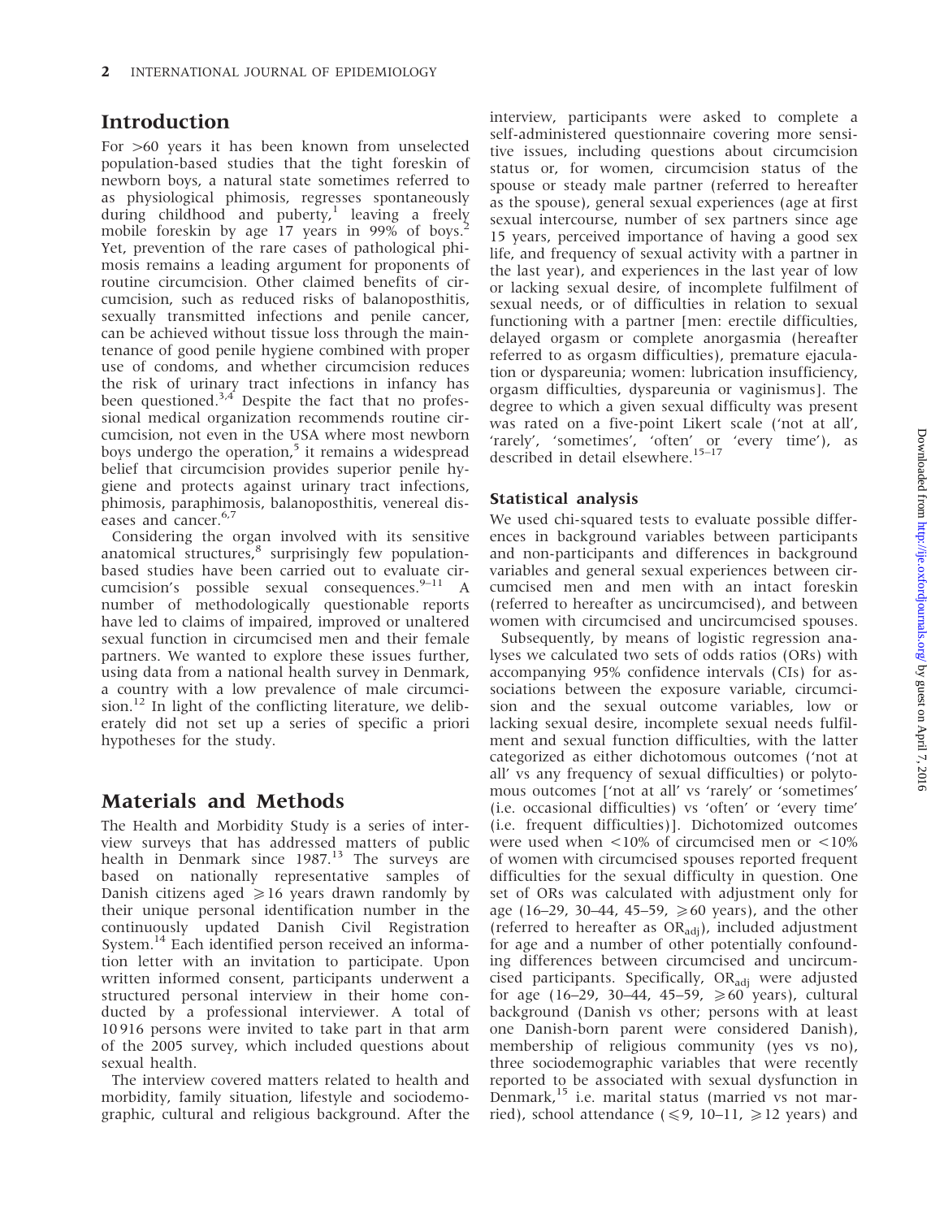## Introduction

For >60 years it has been known from unselected population-based studies that the tight foreskin of newborn boys, a natural state sometimes referred to as physiological phimosis, regresses spontaneously during childhood and puberty,[1] leaving a freely mobile foreskin by age 17 years in 99% of boys.[2] Yet, prevention of the rare cases of pathological phimosis remains a leading argument for proponents of routine circumcision. Other claimed benefits of circumcision, such as reduced risks of balanoposthitis, sexually transmitted infections and penile cancer, can be achieved without tissue loss through the maintenance of good penile hygiene combined with proper use of condoms, and whether circumcision reduces the risk of urinary tract infections in infancy has been questioned.[3,4] Despite the fact that no professional medical organization recommends routine circumcision, not even in the USA where most newborn boys undergo the operation,[5] it remains a widespread belief that circumcision provides superior penile hygiene and protects against urinary tract infections, phimosis, paraphimosis, balanoposthitis, venereal diseases and cancer.[6,7]

Considering the organ involved with its sensitive anatomical structures,[8] surprisingly few population-based studies have been carried out to evaluate circumcision's possible sexual consequences.[9–11] A number of methodologically questionable reports have led to claims of impaired, improved or unaltered sexual function in circumcised men and their female partners. We wanted to explore these issues further, using data from a national health survey in Denmark, a country with a low prevalence of male circumcision.[12] In light of the conflicting literature, we deliberately did not set up a series of specific a priori hypotheses for the study.

## Materials and Methods

The Health and Morbidity Study is a series of interview surveys that has addressed matters of public health in Denmark since 1987.[13] The surveys are based on nationally representative samples of Danish citizens aged ⩾16 years drawn randomly by their unique personal identification number in the continuously updated Danish Civil Registration System.[14] Each identified person received an information letter with an invitation to participate. Upon written informed consent, participants underwent a structured personal interview in their home conducted by a professional interviewer. A total of 10 916 persons were invited to take part in that arm of the 2005 survey, which included questions about sexual health.

The interview covered matters related to health and morbidity, family situation, lifestyle and sociodemographic, cultural and religious background. After the interview, participants were asked to complete a self-administered questionnaire covering more sensitive issues, including questions about circumcision status or, for women, circumcision status of the spouse or steady male partner (referred to hereafter as the spouse), general sexual experiences (age at first sexual intercourse, number of sex partners since age 15 years, perceived importance of having a good sex life, and frequency of sexual activity with a partner in the last year), and experiences in the last year of low or lacking sexual desire, of incomplete fulfilment of sexual needs, or of difficulties in relation to sexual functioning with a partner [men: erectile difficulties, delayed orgasm or complete anorgasmia (hereafter referred to as orgasm difficulties), premature ejaculation or dyspareunia; women: lubrication insufficiency, orgasm difficulties, dyspareunia or vaginismus]. The degree to which a given sexual difficulty was present was rated on a five-point Likert scale ('not at all', 'rarely', 'sometimes', 'often' or 'every time'), as described in detail elsewhere.[15–17]

### Statistical analysis

We used chi-squared tests to evaluate possible differences in background variables between participants and non-participants and differences in background variables and general sexual experiences between circumcised men and men with an intact foreskin (referred to hereafter as uncircumcised), and between women with circumcised and uncircumcised spouses.

Subsequently, by means of logistic regression analyses we calculated two sets of odds ratios (ORs) with accompanying 95% confidence intervals (CIs) for associations between the exposure variable, circumcision and the sexual outcome variables, low or lacking sexual desire, incomplete sexual needs fulfilment and sexual function difficulties, with the latter categorized as either dichotomous outcomes ('not at all' vs any frequency of sexual difficulties) or polytomous outcomes ['not at all' vs 'rarely' or 'sometimes' (i.e. occasional difficulties) vs 'often' or 'every time' (i.e. frequent difficulties)]. Dichotomized outcomes were used when <10% of circumcised men or <10% of women with circumcised spouses reported frequent difficulties for the sexual difficulty in question. One set of ORs was calculated with adjustment only for age (16–29, 30–44, 45–59, ⩾60 years), and the other (referred to hereafter as $OR_{adj}$), included adjustment for age and a number of other potentially confounding differences between circumcised and uncircumcised participants. Specifically, $OR_{adj}$ were adjusted for age (16–29, 30–44, 45–59, ⩾60 years), cultural background (Danish vs other; persons with at least one Danish-born parent were considered Danish), membership of religious community (yes vs no), three sociodemographic variables that were recently reported to be associated with sexual dysfunction in Denmark,[15] i.e. marital status (married vs not married), school attendance (⩽9, 10–11, ⩾12 years) and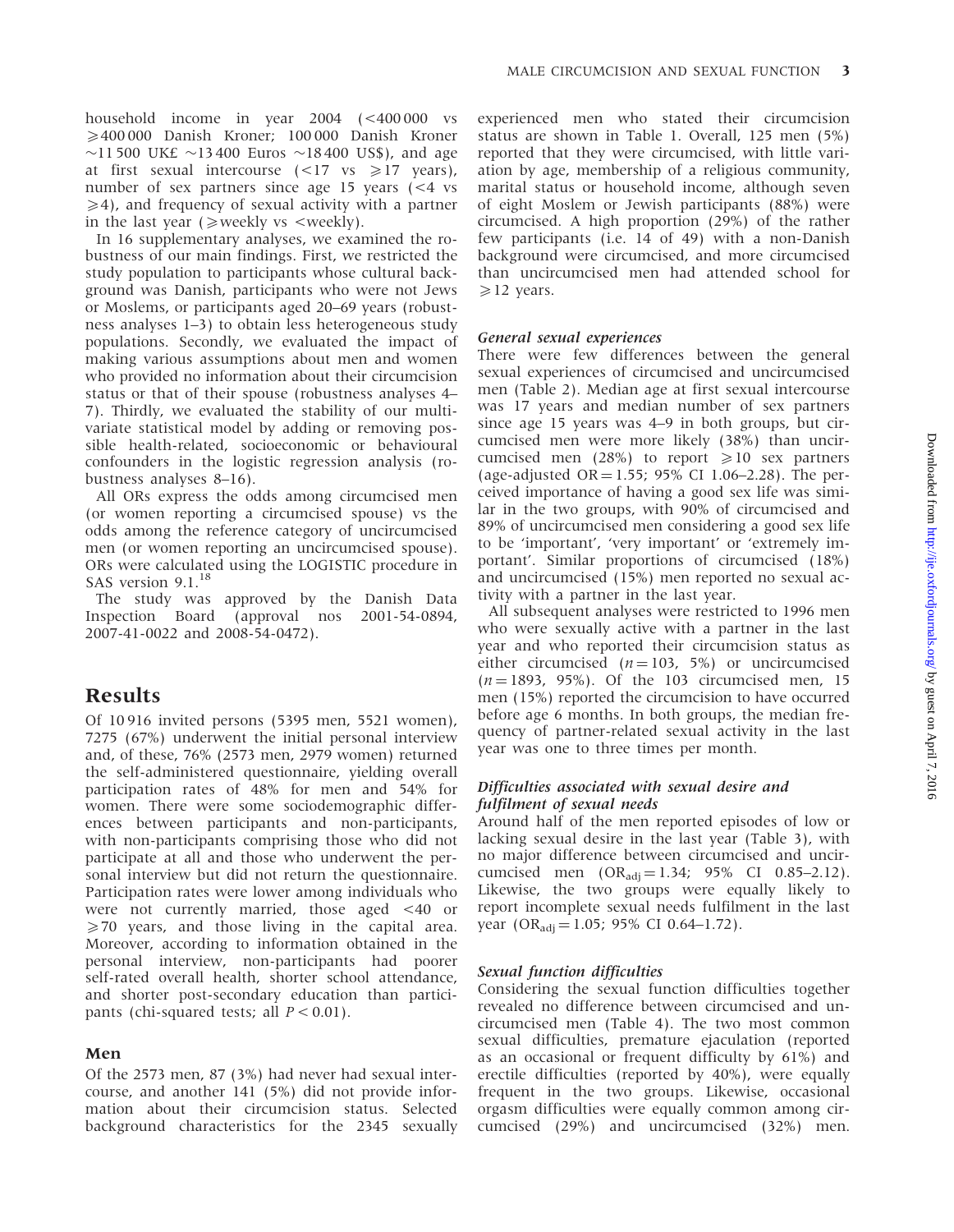household income in year 2004 (<400 000 vs ≥400 000 Danish Kroner; 100 000 Danish Kroner ~11 500 UK£ ~13 400 Euros ~18 400 US$), and age at first sexual intercourse (<17 vs ≥17 years), number of sex partners since age 15 years (<4 vs ≥4), and frequency of sexual activity with a partner in the last year (≥weekly vs <weekly).

In 16 supplementary analyses, we examined the robustness of our main findings. First, we restricted the study population to participants whose cultural background was Danish, participants who were not Jews or Moslems, or participants aged 20–69 years (robustness analyses 1–3) to obtain less heterogeneous study populations. Secondly, we evaluated the impact of making various assumptions about men and women who provided no information about their circumcision status or that of their spouse (robustness analyses 4–7). Thirdly, we evaluated the stability of our multivariate statistical model by adding or removing possible health-related, socioeconomic or behavioural confounders in the logistic regression analysis (robustness analyses 8–16).

All ORs express the odds among circumcised men (or women reporting a circumcised spouse) vs the odds among the reference category of uncircumcised men (or women reporting an uncircumcised spouse). ORs were calculated using the LOGISTIC procedure in SAS version 9.1.[18]

The study was approved by the Danish Data Inspection Board (approval nos 2001-54-0894, 2007-41-0022 and 2008-54-0472).

# Results

Of 10 916 invited persons (5395 men, 5521 women), 7275 (67%) underwent the initial personal interview and, of these, 76% (2573 men, 2979 women) returned the self-administered questionnaire, yielding overall participation rates of 48% for men and 54% for women. There were some sociodemographic differences between participants and non-participants, with non-participants comprising those who did not participate at all and those who underwent the personal interview but did not return the questionnaire. Participation rates were lower among individuals who were not currently married, those aged <40 or ≥70 years, and those living in the capital area. Moreover, according to information obtained in the personal interview, non-participants had poorer self-rated overall health, shorter school attendance, and shorter post-secondary education than participants (chi-squared tests; all $P < 0.01$).

## Men

Of the 2573 men, 87 (3%) had never had sexual intercourse, and another 141 (5%) did not provide information about their circumcision status. Selected background characteristics for the 2345 sexually experienced men who stated their circumcision status are shown in Table 1. Overall, 125 men (5%) reported that they were circumcised, with little variation by age, membership of a religious community, marital status or household income, although seven of eight Moslem or Jewish participants (88%) were circumcised. A high proportion (29%) of the rather few participants (i.e. 14 of 49) with a non-Danish background were circumcised, and more circumcised than uncircumcised men had attended school for ≥12 years.

### *General sexual experiences*

There were few differences between the general sexual experiences of circumcised and uncircumcised men (Table 2). Median age at first sexual intercourse was 17 years and median number of sex partners since age 15 years was 4–9 in both groups, but circumcised men were more likely (38%) than uncircumcised men (28%) to report ≥10 sex partners (age-adjusted OR = 1.55; 95% CI 1.06–2.28). The perceived importance of having a good sex life was similar in the two groups, with 90% of circumcised and 89% of uncircumcised men considering a good sex life to be 'important', 'very important' or 'extremely important'. Similar proportions of circumcised (18%) and uncircumcised (15%) men reported no sexual activity with a partner in the last year.

All subsequent analyses were restricted to 1996 men who were sexually active with a partner in the last year and who reported their circumcision status as either circumcised ($n = 103$, 5%) or uncircumcised ($n = 1893$, 95%). Of the 103 circumcised men, 15 men (15%) reported the circumcision to have occurred before age 6 months. In both groups, the median frequency of partner-related sexual activity in the last year was one to three times per month.

### *Difficulties associated with sexual desire and fulfilment of sexual needs*

Around half of the men reported episodes of low or lacking sexual desire in the last year (Table 3), with no major difference between circumcised and uncircumcised men ($OR_{adj} = 1.34$; 95% CI 0.85–2.12). Likewise, the two groups were equally likely to report incomplete sexual needs fulfilment in the last year ($OR_{adj} = 1.05$; 95% CI 0.64–1.72).

### *Sexual function difficulties*

Considering the sexual function difficulties together revealed no difference between circumcised and uncircumcised men (Table 4). The two most common sexual difficulties, premature ejaculation (reported as an occasional or frequent difficulty by 61%) and erectile difficulties (reported by 40%), were equally frequent in the two groups. Likewise, occasional orgasm difficulties were equally common among circumcised (29%) and uncircumcised (32%) men.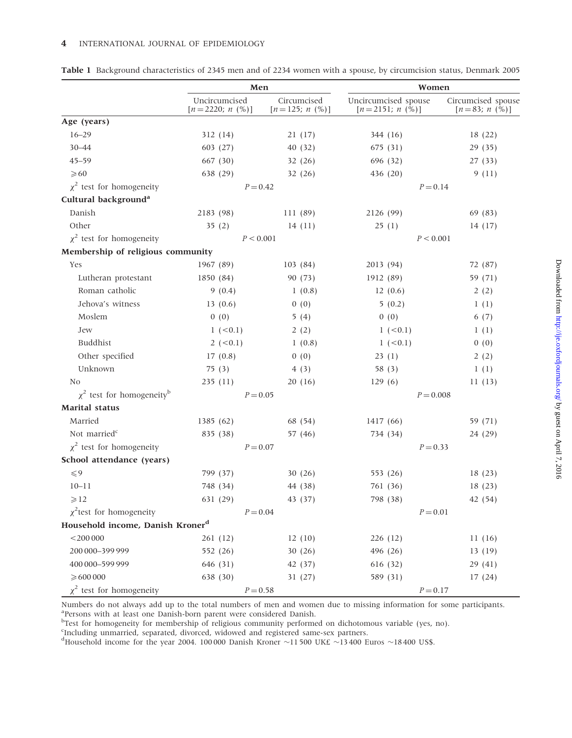Table 1 Background characteristics of 2345 men and of 2234 women with a spouse, by circumcision status, Denmark 2005

| | Men | | Women | |
|---|---|---|---|---|
| | Uncircumcised [n = 2220; n (%)] | Circumcised [n = 125; n (%)] | Uncircumcised spouse [n = 2151; n (%)] | Circumcised spouse [n = 83; n (%)] |
| **Age (years)** | | | | |
| 16–29 | 312 (14) | 21 (17) | 344 (16) | 18 (22) |
| 30–44 | 603 (27) | 40 (32) | 675 (31) | 29 (35) |
| 45–59 | 667 (30) | 32 (26) | 696 (32) | 27 (33) |
| ⩾60 | 638 (29) | 32 (26) | 436 (20) | 9 (11) |
| $\chi^2$ test for homogeneity | $P = 0.42$ | | $P = 0.14$ | |
| **Cultural background[a]** | | | | |
| Danish | 2183 (98) | 111 (89) | 2126 (99) | 69 (83) |
| Other | 35 (2) | 14 (11) | 25 (1) | 14 (17) |
| $\chi^2$ test for homogeneity | $P < 0.001$ | | $P < 0.001$ | |
| **Membership of religious community** | | | | |
| Yes | 1967 (89) | 103 (84) | 2013 (94) | 72 (87) |
| Lutheran protestant | 1850 (84) | 90 (73) | 1912 (89) | 59 (71) |
| Roman catholic | 9 (0.4) | 1 (0.8) | 12 (0.6) | 2 (2) |
| Jehova's witness | 13 (0.6) | 0 (0) | 5 (0.2) | 1 (1) |
| Moslem | 0 (0) | 5 (4) | 0 (0) | 6 (7) |
| Jew | 1 (<0.1) | 2 (2) | 1 (<0.1) | 1 (1) |
| Buddhist | 2 (<0.1) | 1 (0.8) | 1 (<0.1) | 0 (0) |
| Other specified | 17 (0.8) | 0 (0) | 23 (1) | 2 (2) |
| Unknown | 75 (3) | 4 (3) | 58 (3) | 1 (1) |
| No | 235 (11) | 20 (16) | 129 (6) | 11 (13) |
| $\chi^2$ test for homogeneity[b] | $P = 0.05$ | | $P = 0.008$ | |
| **Marital status** | | | | |
| Married | 1385 (62) | 68 (54) | 1417 (66) | 59 (71) |
| Not married[c] | 835 (38) | 57 (46) | 734 (34) | 24 (29) |
| $\chi^2$ test for homogeneity | $P = 0.07$ | | $P = 0.33$ | |
| **School attendance (years)** | | | | |
| ⩽9 | 799 (37) | 30 (26) | 553 (26) | 18 (23) |
| 10–11 | 748 (34) | 44 (38) | 761 (36) | 18 (23) |
| ⩾12 | 631 (29) | 43 (37) | 798 (38) | 42 (54) |
| $\chi^2$ test for homogeneity | $P = 0.04$ | | $P = 0.01$ | |
| **Household income, Danish Kroner[d]** | | | | |
| <200 000 | 261 (12) | 12 (10) | 226 (12) | 11 (16) |
| 200 000–399 999 | 552 (26) | 30 (26) | 496 (26) | 13 (19) |
| 400 000–599 999 | 646 (31) | 42 (37) | 616 (32) | 29 (41) |
| ⩾600 000 | 638 (30) | 31 (27) | 589 (31) | 17 (24) |
| $\chi^2$ test for homogeneity | $P = 0.58$ | | $P = 0.17$ | |

Numbers do not always add up to the total numbers of men and women due to missing information for some participants.
[a]Persons with at least one Danish-born parent were considered Danish.
[b]Test for homogeneity for membership of religious community performed on dichotomous variable (yes, no).
[c]Including unmarried, separated, divorced, widowed and registered same-sex partners.
[d]Household income for the year 2004. 100 000 Danish Kroner ~11 500 UK£ ~13 400 Euros ~18 400 US$.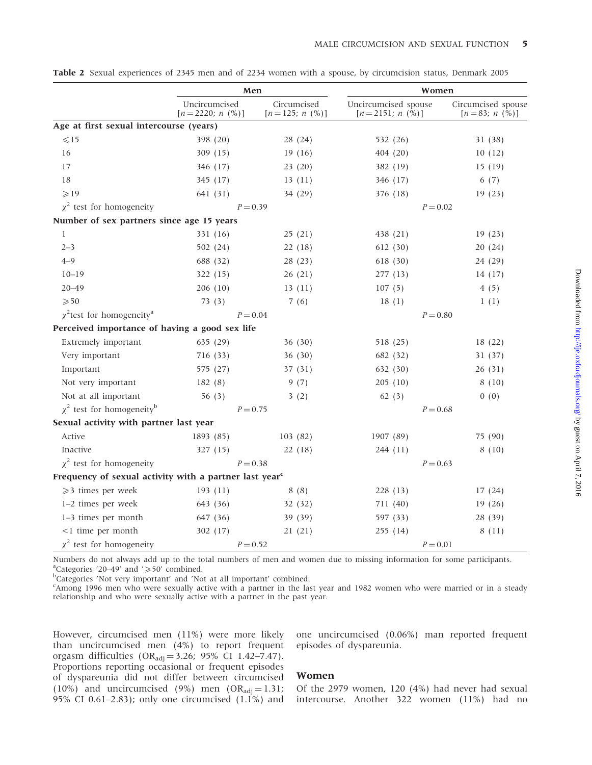**Table 2** Sexual experiences of 2345 men and of 2234 women with a spouse, by circumcision status, Denmark 2005

| | Men | | Women | |
|---|---|---|---|---|
| | Uncircumcised [$n = 2220$; $n$ (%)] | Circumcised [$n = 125$; $n$ (%)] | Uncircumcised spouse [$n = 2151$; $n$ (%)] | Circumcised spouse [$n = 83$; $n$ (%)] |
| **Age at first sexual intercourse (years)** | | | | |
| ⩽15 | 398 (20) | 28 (24) | 532 (26) | 31 (38) |
| 16 | 309 (15) | 19 (16) | 404 (20) | 10 (12) |
| 17 | 346 (17) | 23 (20) | 382 (19) | 15 (19) |
| 18 | 345 (17) | 13 (11) | 346 (17) | 6 (7) |
| ⩾19 | 641 (31) | 34 (29) | 376 (18) | 19 (23) |
| $\chi^2$ test for homogeneity | $P = 0.39$ | | $P = 0.02$ | |
| **Number of sex partners since age 15 years** | | | | |
| 1 | 331 (16) | 25 (21) | 438 (21) | 19 (23) |
| 2–3 | 502 (24) | 22 (18) | 612 (30) | 20 (24) |
| 4–9 | 688 (32) | 28 (23) | 618 (30) | 24 (29) |
| 10–19 | 322 (15) | 26 (21) | 277 (13) | 14 (17) |
| 20–49 | 206 (10) | 13 (11) | 107 (5) | 4 (5) |
| ⩾50 | 73 (3) | 7 (6) | 18 (1) | 1 (1) |
| $\chi^2$ test for homogeneity[a] | $P = 0.04$ | | $P = 0.80$ | |
| **Perceived importance of having a good sex life** | | | | |
| Extremely important | 635 (29) | 36 (30) | 518 (25) | 18 (22) |
| Very important | 716 (33) | 36 (30) | 682 (32) | 31 (37) |
| Important | 575 (27) | 37 (31) | 632 (30) | 26 (31) |
| Not very important | 182 (8) | 9 (7) | 205 (10) | 8 (10) |
| Not at all important | 56 (3) | 3 (2) | 62 (3) | 0 (0) |
| $\chi^2$ test for homogeneity[b] | $P = 0.75$ | | $P = 0.68$ | |
| **Sexual activity with partner last year** | | | | |
| Active | 1893 (85) | 103 (82) | 1907 (89) | 75 (90) |
| Inactive | 327 (15) | 22 (18) | 244 (11) | 8 (10) |
| $\chi^2$ test for homogeneity | $P = 0.38$ | | $P = 0.63$ | |
| **Frequency of sexual activity with a partner last year[c]** | | | | |
| ⩾3 times per week | 193 (11) | 8 (8) | 228 (13) | 17 (24) |
| 1–2 times per week | 643 (36) | 32 (32) | 711 (40) | 19 (26) |
| 1–3 times per month | 647 (36) | 39 (39) | 597 (33) | 28 (39) |
| <1 time per month | 302 (17) | 21 (21) | 255 (14) | 8 (11) |
| $\chi^2$ test for homogeneity | $P = 0.52$ | | $P = 0.01$ | |

Numbers do not always add up to the total numbers of men and women due to missing information for some participants.
[a]Categories '20–49' and '⩾50' combined.
[b]Categories 'Not very important' and 'Not at all important' combined.
[c]Among 1996 men who were sexually active with a partner in the last year and 1982 women who were married or in a steady relationship and who were sexually active with a partner in the past year.

However, circumcised men (11%) were more likely than uncircumcised men (4%) to report frequent orgasm difficulties ($OR_{adj} = 3.26$; 95% CI 1.42–7.47). Proportions reporting occasional or frequent episodes of dyspareunia did not differ between circumcised (10%) and uncircumcised (9%) men ($OR_{adj} = 1.31$; 95% CI 0.61–2.83); only one circumcised (1.1%) and one uncircumcised (0.06%) man reported frequent episodes of dyspareunia.

### Women

Of the 2979 women, 120 (4%) had never had sexual intercourse. Another 322 women (11%) had no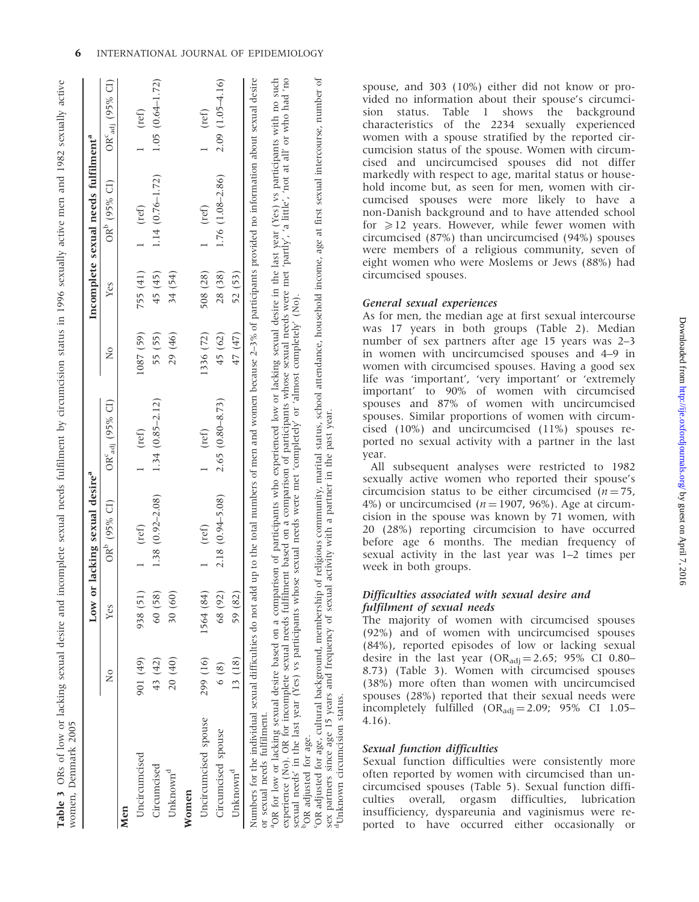**Table 3** ORs of low or lacking sexual desire and incomplete sexual needs fulfilment by circumcision status in 1996 sexually active men and 1982 sexually active women, Denmark 2005

| | Low or lacking sexual desire[a] | | | | Incomplete sexual needs fulfilment[a] | | | |
|---|---|---|---|---|---|---|---|---|
| | No | Yes | OR[b] (95% CI) | OR[c]$_{adj}$ (95% CI) | No | Yes | OR[b] (95% CI) | OR[c]$_{adj}$ (95% CI) |
| **Men** | | | | | | | | |
| Uncircumcised | 901 (49) | 938 (51) | 1 (ref) | 1 (ref) | 1087 (59) | 755 (41) | 1 (ref) | 1 (ref) |
| Circumcised | 43 (42) | 60 (58) | 1.38 (0.92–2.08) | 1.34 (0.85–2.12) | 55 (55) | 45 (45) | 1.14 (0.76–1.72) | 1.05 (0.64–1.72) |
| Unknown[d] | 20 (40) | 30 (60) | | | 29 (46) | 34 (54) | | |
| **Women** | | | | | | | | |
| Uncircumcised spouse | 299 (16) | 1564 (84) | 1 (ref) | 1 (ref) | 1336 (72) | 508 (28) | 1 (ref) | 1 (ref) |
| Circumcised spouse | 6 (8) | 68 (92) | 2.18 (0.94–5.08) | 2.65 (0.80–8.73) | 45 (62) | 28 (38) | 1.76 (1.08–2.86) | 2.09 (1.05–4.16) |
| Unknown[d] | 13 (18) | 59 (82) | | | 47 (47) | 52 (53) | | |

Numbers for the individual sexual difficulties do not add up to the total numbers of men and women because 2–3% of participants provided no information about sexual desire or sexual needs fulfilment.

[a]OR for low or lacking sexual desire based on a comparison of participants who experienced low or lacking sexual desire in the last year (Yes) vs participants with no such experience (No). OR for incomplete sexual needs fulfilment based on a comparison of participants whose sexual needs were met 'partly', 'a little', 'not at all' or who had 'no sexual needs' in the last year (Yes) vs participants whose sexual needs were met 'completely' or 'almost completely' (No).

[b]OR adjusted for age.

[c]OR adjusted for age, cultural background, membership of religious community, marital status, school attendance, household income, age at first sexual intercourse, number of sex partners since age 15 years and frequency of sexual activity with a partner in the past year.

[d]Unknown circumcision status.

spouse, and 303 (10%) either did not know or provided no information about their spouse's circumcision status. Table 1 shows the background characteristics of the 2234 sexually experienced women with a spouse stratified by the reported circumcision status of the spouse. Women with circumcised and uncircumcised spouses did not differ markedly with respect to age, marital status or household income but, as seen for men, women with circumcised spouses were more likely to have a non-Danish background and to have attended school for $\geqslant$12 years. However, while fewer women with circumcised (87%) than uncircumcised (94%) spouses were members of a religious community, seven of eight women who were Moslems or Jews (88%) had circumcised spouses.

### General sexual experiences

As for men, the median age at first sexual intercourse was 17 years in both groups (Table 2). Median number of sex partners after age 15 years was 2–3 in women with uncircumcised spouses and 4–9 in women with circumcised spouses. Having a good sex life was 'important', 'very important' or 'extremely important' to 90% of women with circumcised spouses and 87% of women with uncircumcised spouses. Similar proportions of women with circumcised (10%) and uncircumcised (11%) spouses reported no sexual activity with a partner in the last year.

All subsequent analyses were restricted to 1982 sexually active women who reported their spouse's circumcision status to be either circumcised ($n = 75$, 4%) or uncircumcised ($n = 1907$, 96%). Age at circumcision in the spouse was known by 71 women, with 20 (28%) reporting circumcision to have occurred before age 6 months. The median frequency of sexual activity in the last year was 1–2 times per week in both groups.

### Difficulties associated with sexual desire and fulfilment of sexual needs

The majority of women with circumcised spouses (92%) and of women with uncircumcised spouses (84%), reported episodes of low or lacking sexual desire in the last year ($OR_{adj} = 2.65$; 95% CI 0.80–8.73) (Table 3). Women with circumcised spouses (38%) more often than women with uncircumcised spouses (28%) reported that their sexual needs were incompletely fulfilled ($OR_{adj} = 2.09$; 95% CI 1.05–4.16).

### Sexual function difficulties

Sexual function difficulties were consistently more often reported by women with circumcised than uncircumcised spouses (Table 5). Sexual function difficulties overall, orgasm difficulties, lubrication insufficiency, dyspareunia and vaginismus were reported to have occurred either occasionally or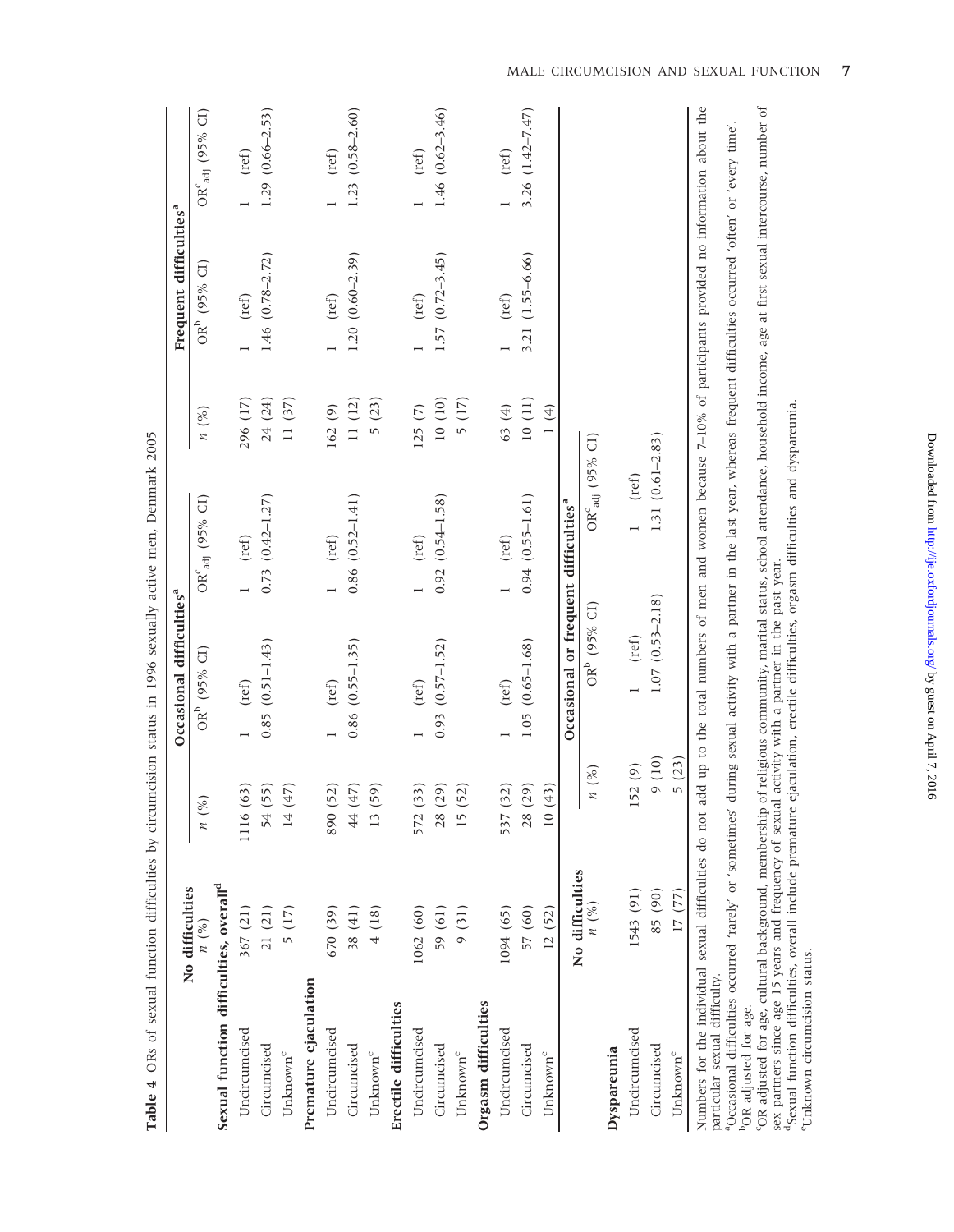**Table 4** ORs of sexual function difficulties by circumcision status in 1996 sexually active men, Denmark 2005

| | No difficulties | Occasional difficulties[a] | | | Frequent difficulties[a] | | |
|---|---|---|---|---|---|---|---|
| | n (%) | n (%) | OR[b] (95% CI) | OR[c]adj (95% CI) | n (%) | OR[b] (95% CI) | OR[c]adj (95% CI) |
| **Sexual function difficulties, overall[d]** | | | | | | | |
| Uncircumcised | 367 (21) | 1116 (63) | 1 (ref) | 1 (ref) | 296 (17) | 1 (ref) | 1 (ref) |
| Circumcised | 21 (21) | 54 (55) | 0.85 (0.51–1.43) | 0.73 (0.42–1.27) | 24 (24) | 1.46 (0.78–2.72) | 1.29 (0.66–2.53) |
| Unknown[e] | 5 (17) | 14 (47) | | | 11 (37) | | |
| **Premature ejaculation** | | | | | | | |
| Uncircumcised | 670 (39) | 890 (52) | 1 (ref) | 1 (ref) | 162 (9) | 1 (ref) | 1 (ref) |
| Circumcised | 38 (41) | 44 (47) | 0.86 (0.55–1.35) | 0.86 (0.52–1.41) | 11 (12) | 1.20 (0.60–2.39) | 1.23 (0.58–2.60) |
| Unknown[e] | 4 (18) | 13 (59) | | | 5 (23) | | |
| **Erectile difficulties** | | | | | | | |
| Uncircumcised | 1062 (60) | 572 (33) | 1 (ref) | 1 (ref) | 125 (7) | 1 (ref) | 1 (ref) |
| Circumcised | 59 (61) | 28 (29) | 0.93 (0.57–1.52) | 0.92 (0.54–1.58) | 10 (10) | 1.57 (0.72–3.45) | 1.46 (0.62–3.46) |
| Unknown[e] | 9 (31) | 15 (52) | | | 5 (17) | | |
| **Orgasm difficulties** | | | | | | | |
| Uncircumcised | 1094 (65) | 537 (32) | 1 (ref) | 1 (ref) | 63 (4) | 1 (ref) | 1 (ref) |
| Circumcised | 57 (60) | 28 (29) | 1.05 (0.65–1.68) | 0.94 (0.55–1.61) | 10 (11) | 3.21 (1.55–6.66) | 3.26 (1.42–7.47) |
| Unknown[e] | 12 (52) | 10 (43) | | | 1 (4) | | |

| | No difficulties | Occasional or frequent difficulties[a] | | |
|---|---|---|---|---|
| | n (%) | n (%) | OR[b] (95% CI) | OR[c]adj (95% CI) |
| **Dyspareunia** | | | | |
| Uncircumcised | 1543 (91) | 152 (9) | 1 (ref) | 1 (ref) |
| Circumcised | 85 (90) | 9 (10) | 1.07 (0.53–2.18) | 1.31 (0.61–2.83) |
| Unknown[e] | 17 (77) | 5 (23) | | |

Numbers for the individual sexual difficulties do not add up to the total numbers of men and women because 7–10% of participants provided no information about the particular sexual difficulty.

[a]Occasional difficulties occurred 'rarely' or 'sometimes' during sexual activity with a partner in the last year, whereas frequent difficulties occurred 'often' or 'every time'.

[b]OR adjusted for age.

[c]OR adjusted for age, cultural background, membership of religious community, marital status, school attendance, household income, age at first sexual intercourse, number of sex partners since age 15 years and frequency of sexual activity with a partner in the past year.

[d]Sexual function difficulties, overall include premature ejaculation, erectile difficulties, orgasm difficulties and dyspareunia.

[e]Unknown circumcision status.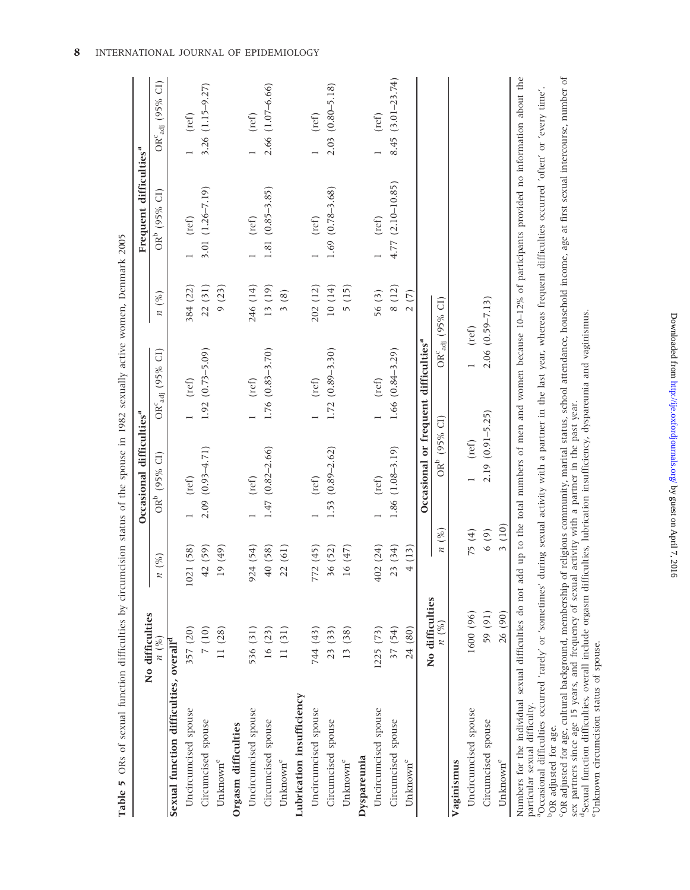**Table 5** ORs of sexual function difficulties by circumcision status of the spouse in 1982 sexually active women, Denmark 2005

| | No difficulties | Occasional difficulties[a] | | | Frequent difficulties[a] | | |
|---|---|---|---|---|---|---|---|
| | n (%) | n (%) | OR[b] (95% CI) | $OR^c_{adj}$ (95% CI) | n (%) | OR[b] (95% CI) | $OR^c_{adj}$ (95% CI) |
| **Sexual function difficulties, overall[d]** | | | | | | | |
| Uncircumcised spouse | 357 (20) | 1021 (58) | 1 (ref) | 1 (ref) | 384 (22) | 1 (ref) | 1 (ref) |
| Circumcised spouse | 7 (10) | 42 (59) | 2.09 (0.93–4.71) | 1.92 (0.73–5.09) | 22 (31) | 3.01 (1.26–7.19) | 3.26 (1.15–9.27) |
| Unknown[e] | 11 (28) | 19 (49) | | | 9 (23) | | |
| **Orgasm difficulties** | | | | | | | |
| Uncircumcised spouse | 536 (31) | 924 (54) | 1 (ref) | 1 (ref) | 246 (14) | 1 (ref) | 1 (ref) |
| Circumcised spouse | 16 (23) | 40 (58) | 1.47 (0.82–2.66) | 1.76 (0.83–3.70) | 13 (19) | 1.81 (0.85–3.85) | 2.66 (1.07–6.66) |
| Unknown[e] | 11 (31) | 22 (61) | | | 3 (8) | | |
| **Lubrication insufficiency** | | | | | | | |
| Uncircumcised spouse | 744 (43) | 772 (45) | 1 (ref) | 1 (ref) | 202 (12) | 1 (ref) | 1 (ref) |
| Circumcised spouse | 23 (33) | 36 (52) | 1.53 (0.89–2.62) | 1.72 (0.89–3.30) | 10 (14) | 1.69 (0.78–3.68) | 2.03 (0.80–5.18) |
| Unknown[e] | 13 (38) | 16 (47) | | | 5 (15) | | |
| **Dyspareunia** | | | | | | | |
| Uncircumcised spouse | 1225 (73) | 402 (24) | 1 (ref) | 1 (ref) | 56 (3) | 1 (ref) | 1 (ref) |
| Circumcised spouse | 37 (54) | 23 (34) | 1.86 (1.08–3.19) | 1.66 (0.84–3.29) | 8 (12) | 4.77 (2.10–10.85) | 8.45 (3.01–23.74) |
| Unknown[e] | 24 (80) | 4 (13) | | | 2 (7) | | |
| | **No difficulties** | **Occasional or frequent difficulties[a]** | | | | | |
| | n (%) | n (%) | OR[b] (95% CI) | $OR^c_{adj}$ (95% CI) | | | |
| **Vaginismus** | | | | | | | |
| Uncircumcised spouse | 1600 (96) | 75 (4) | 1 (ref) | 1 (ref) | | | |
| Circumcised spouse | 59 (91) | 6 (9) | 2.19 (0.91–5.25) | 2.06 (0.59–7.13) | | | |
| Unknown[e] | 26 (90) | 3 (10) | | | | | |

Numbers for the individual sexual difficulties do not add up to the total numbers of men and women because 10–12% of participants provided no information about the particular sexual difficulty.

[a]Occasional difficulties occurred 'rarely' or 'sometimes' during sexual activity with a partner in the last year, whereas frequent difficulties occurred 'often' or 'every time'.

[b]OR adjusted for age.

[c]OR adjusted for age, cultural background, membership of religious community, marital status, school attendance, household income, age at first sexual intercourse, number of sex partners since age 15 years, and frequency of sexual activity with a partner in the past year.

[d]Sexual function difficulties, overall include orgasm difficulties, lubrication insufficiency, dyspareunia and vaginismus.

[e]Unknown circumcision status of spouse.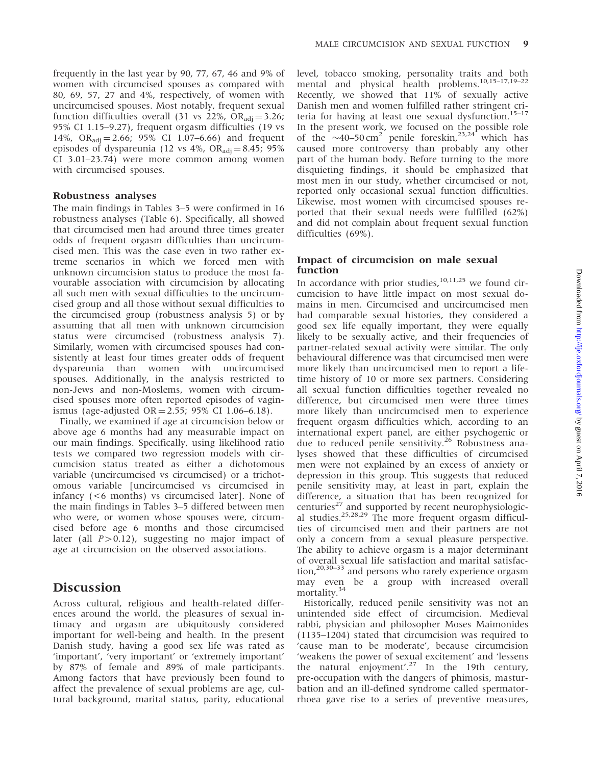frequently in the last year by 90, 77, 67, 46 and 9% of women with circumcised spouses as compared with 80, 69, 57, 27 and 4%, respectively, of women with uncircumcised spouses. Most notably, frequent sexual function difficulties overall (31 vs 22%, $OR_{adj} = 3.26$; 95% CI 1.15–9.27), frequent orgasm difficulties (19 vs 14%, $OR_{adj} = 2.66$; 95% CI 1.07–6.66) and frequent episodes of dyspareunia (12 vs 4%, $OR_{adj} = 8.45$; 95% CI 3.01–23.74) were more common among women with circumcised spouses.

### Robustness analyses

The main findings in Tables 3–5 were confirmed in 16 robustness analyses (Table 6). Specifically, all showed that circumcised men had around three times greater odds of frequent orgasm difficulties than uncircumcised men. This was the case even in two rather extreme scenarios in which we forced men with unknown circumcision status to produce the most favourable association with circumcision by allocating all such men with sexual difficulties to the uncircumcised group and all those without sexual difficulties to the circumcised group (robustness analysis 5) or by assuming that all men with unknown circumcision status were circumcised (robustness analysis 7). Similarly, women with circumcised spouses had consistently at least four times greater odds of frequent dyspareunia than women with uncircumcised spouses. Additionally, in the analysis restricted to non-Jews and non-Moslems, women with circumcised spouses more often reported episodes of vaginismus (age-adjusted OR = 2.55; 95% CI 1.06–6.18).

Finally, we examined if age at circumcision below or above age 6 months had any measurable impact on our main findings. Specifically, using likelihood ratio tests we compared two regression models with circumcision status treated as either a dichotomous variable (uncircumcised vs circumcised) or a trichotomous variable [uncircumcised vs circumcised in infancy (<6 months) vs circumcised later]. None of the main findings in Tables 3–5 differed between men who were, or women whose spouses were, circumcised before age 6 months and those circumcised later (all $P > 0.12$), suggesting no major impact of age at circumcision on the observed associations.

## Discussion

Across cultural, religious and health-related differences around the world, the pleasures of sexual intimacy and orgasm are ubiquitously considered important for well-being and health. In the present Danish study, having a good sex life was rated as 'important', 'very important' or 'extremely important' by 87% of female and 89% of male participants. Among factors that have previously been found to affect the prevalence of sexual problems are age, cultural background, marital status, parity, educational level, tobacco smoking, personality traits and both mental and physical health problems.[10,15–17,19–22] Recently, we showed that 11% of sexually active Danish men and women fulfilled rather stringent criteria for having at least one sexual dysfunction.[15–17] In the present work, we focused on the possible role of the ~40–50 $cm^2$ penile foreskin,[23,24] which has caused more controversy than probably any other part of the human body. Before turning to the more disquieting findings, it should be emphasized that most men in our study, whether circumcised or not, reported only occasional sexual function difficulties. Likewise, most women with circumcised spouses reported that their sexual needs were fulfilled (62%) and did not complain about frequent sexual function difficulties (69%).

### Impact of circumcision on male sexual function

In accordance with prior studies,[10,11,25] we found circumcision to have little impact on most sexual domains in men. Circumcised and uncircumcised men had comparable sexual histories, they considered a good sex life equally important, they were equally likely to be sexually active, and their frequencies of partner-related sexual activity were similar. The only behavioural difference was that circumcised men were more likely than uncircumcised men to report a lifetime history of 10 or more sex partners. Considering all sexual function difficulties together revealed no difference, but circumcised men were three times more likely than uncircumcised men to experience frequent orgasm difficulties which, according to an international expert panel, are either psychogenic or due to reduced penile sensitivity.[26] Robustness analyses showed that these difficulties of circumcised men were not explained by an excess of anxiety or depression in this group. This suggests that reduced penile sensitivity may, at least in part, explain the difference, a situation that has been recognized for centuries[27] and supported by recent neurophysiological studies.[25,28,29] The more frequent orgasm difficulties of circumcised men and their partners are not only a concern from a sexual pleasure perspective. The ability to achieve orgasm is a major determinant of overall sexual life satisfaction and marital satisfaction,[20,30–33] and persons who rarely experience orgasm may even be a group with increased overall mortality.[34]

Historically, reduced penile sensitivity was not an unintended side effect of circumcision. Medieval rabbi, physician and philosopher Moses Maimonides (1135–1204) stated that circumcision was required to 'cause man to be moderate', because circumcision 'weakens the power of sexual excitement' and 'lessens the natural enjoyment'.[27] In the 19th century, pre-occupation with the dangers of phimosis, masturbation and an ill-defined syndrome called spermatorrhoea gave rise to a series of preventive measures,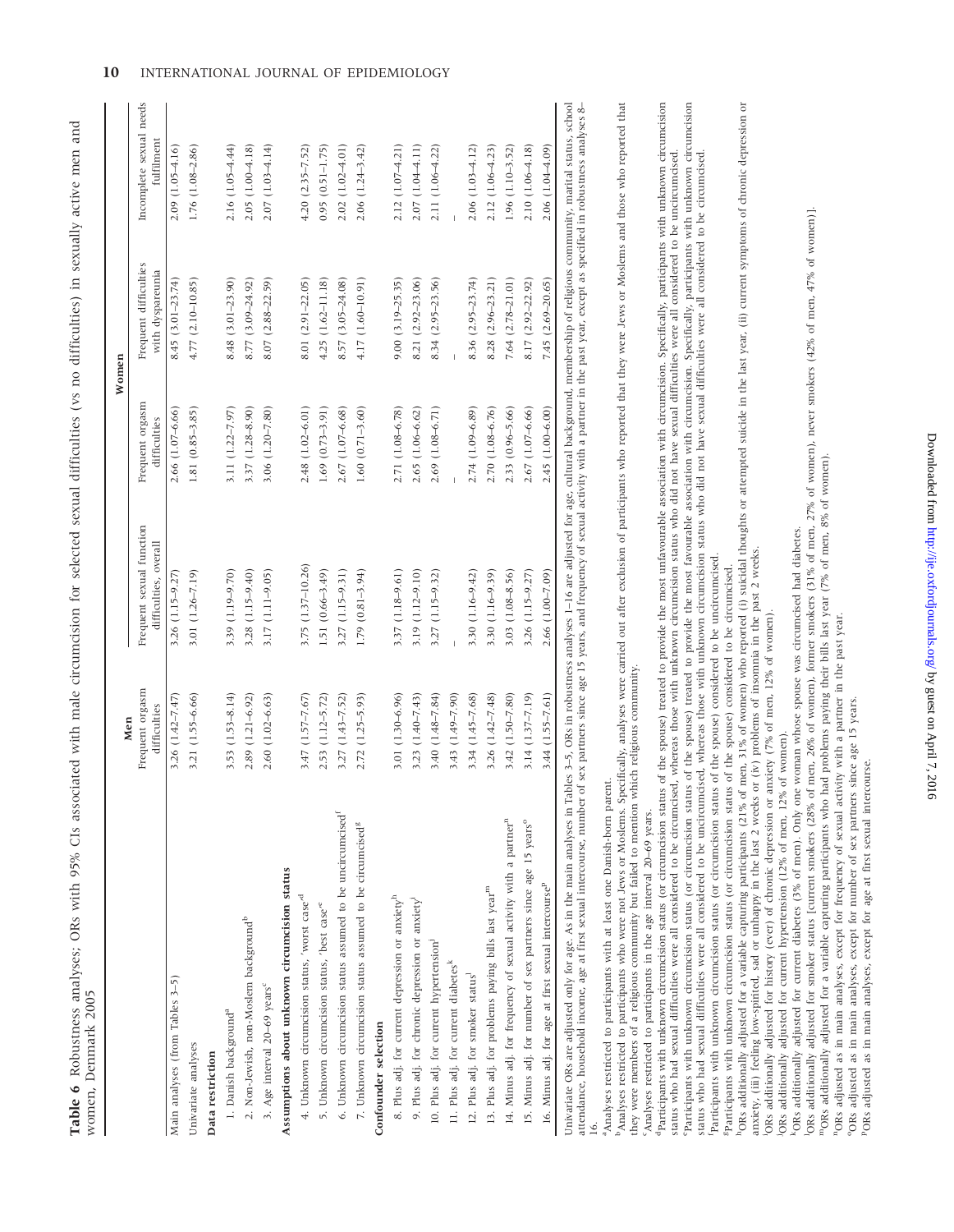**Table 6** Robustness analyses; ORs with 95% CIs associated with male circumcision for selected sexual difficulties (vs no difficulties) in sexually active men and women, Denmark 2005

| | Men | | Women | | |
|---|---|---|---|---|---|
| | Frequent orgasm difficulties | Frequent sexual function difficulties, overall | Frequent orgasm difficulties | Frequent difficulties with dyspareunia | Incomplete sexual needs fulfilment |
| Main analyses (from Tables 3–5) | 3.26 (1.42–7.47) | 3.26 (1.15–9.27) | 2.66 (1.07–6.66) | 8.45 (3.01–23.74) | 2.09 (1.05–4.16) |
| Univariate analyses | 3.21 (1.55–6.66) | 3.01 (1.26–7.19) | 1.81 (0.85–3.85) | 4.77 (2.10–10.85) | 1.76 (1.08–2.86) |
| **Data restriction** | | | | | |
| 1. Danish background[a] | 3.53 (1.53–8.14) | 3.39 (1.19–9.70) | 3.11 (1.22–7.97) | 8.48 (3.01–23.90) | 2.16 (1.05–4.44) |
| 2. Non-Jewish, non-Moslem background[b] | 2.89 (1.21–6.92) | 3.28 (1.15–9.40) | 3.37 (1.28–8.90) | 8.77 (3.09–24.92) | 2.05 (1.00–4.18) |
| 3. Age interval 20–69 years[c] | 2.60 (1.02–6.63) | 3.17 (1.11–9.05) | 3.06 (1.20–7.80) | 8.07 (2.88–22.59) | 2.07 (1.03–4.14) |
| **Assumptions about unknown circumcision status** | | | | | |
| 4. Unknown circumcision status, 'worst case'[d] | 3.47 (1.57–7.67) | 3.75 (1.37–10.26) | 2.48 (1.02–6.01) | 8.01 (2.91–22.05) | 4.20 (2.35–7.52) |
| 5. Unknown circumcision status, 'best case'[e] | 2.53 (1.12–5.72) | 1.51 (0.66–3.49) | 1.69 (0.73–3.91) | 4.25 (1.62–11.18) | 0.95 (0.51–1.75) |
| 6. Unknown circumcision status assumed to be uncircumcised[f] | 3.27 (1.43–7.52) | 3.27 (1.15–9.31) | 2.67 (1.07–6.68) | 8.57 (3.05–24.08) | 2.02 (1.02–4.01) |
| 7. Unknown circumcision status assumed to be circumcised[g] | 2.72 (1.25–5.93) | 1.79 (0.81–3.94) | 1.60 (0.71–3.60) | 4.17 (1.60–10.91) | 2.06 (1.24–3.42) |
| **Confounder selection** | | | | | |
| 8. Plus adj. for current depression or anxiety[h] | 3.01 (1.30–6.96) | 3.37 (1.18–9.61) | 2.71 (1.08–6.78) | 9.00 (3.19–25.35) | 2.12 (1.07–4.21) |
| 9. Plus adj. for chronic depression or anxiety[i] | 3.23 (1.40–7.43) | 3.19 (1.12–9.10) | 2.65 (1.06–6.62) | 8.21 (2.92–23.06) | 2.07 (1.04–4.11) |
| 10. Plus adj. for current hypertension[j] | 3.40 (1.48–7.84) | 3.27 (1.15–9.32) | 2.69 (1.08–6.71) | 8.34 (2.95–23.56) | 2.11 (1.06–4.22) |
| 11. Plus adj. for current diabetes[k] | 3.43 (1.49–7.90) | – | – | – | – |
| 12. Plus adj. for smoker status[l] | 3.34 (1.45–7.68) | 3.30 (1.16–9.42) | 2.74 (1.09–6.89) | 8.36 (2.95–23.74) | 2.06 (1.03–4.12) |
| 13. Plus adj. for problems paying bills last year[m] | 3.26 (1.42–7.48) | 3.30 (1.16–9.39) | 2.70 (1.08–6.76) | 8.28 (2.96–23.21) | 2.12 (1.06–4.23) |
| 14. Minus adj. for frequency of sexual activity with a partner[n] | 3.42 (1.50–7.80) | 3.03 (1.08–8.56) | 2.33 (0.96–5.66) | 7.64 (2.78–21.01) | 1.96 (1.10–3.52) |
| 15. Minus adj. for number of sex partners since age 15 years[o] | 3.14 (1.37–7.19) | 3.26 (1.15–9.27) | 2.67 (1.07–6.66) | 8.17 (2.92–22.92) | 2.10 (1.06–4.18) |
| 16. Minus adj. for age at first sexual intercourse[p] | 3.44 (1.55–7.61) | 2.66 (1.00–7.09) | 2.45 (1.00–6.00) | 7.45 (2.69–20.65) | 2.06 (1.04–4.09) |

Univariate ORs are adjusted only for age. As in the main analyses in Tables 3–5, ORs in robustness analyses 1–16 are adjusted for age, cultural background, membership of religious community, marital status, school attendance, household income, age at first sexual intercourse, number of sex partners since age 15 years, and frequency of sexual activity with a partner in the past year, except as specified in robustness analyses 8–16.

[a]Analyses restricted to participants with at least one Danish-born parent.
[b]Analyses restricted to participants who were not Jews or Moslems. Specifically, analyses were carried out after exclusion of participants who reported that they were Jews or Moslems and those who reported that they were members of a religious community but failed to mention which religious community.
[c]Analyses restricted to participants in the age interval 20–69 years.
[d]Participants with unknown circumcision status (or circumcision status of the spouse) treated to provide the most unfavourable association with circumcision. Specifically, participants with unknown circumcision status who had sexual difficulties were all considered to be circumcised, whereas those with unknown circumcision status who did not have sexual difficulties were all considered to be uncircumcised.
[e]Participants with unknown circumcision status (or circumcision status of the spouse) treated to provide the most favourable association with circumcision. Specifically, participants with unknown circumcision status who had sexual difficulties were all considered to be uncircumcised, whereas those with unknown circumcision status who did not have sexual difficulties were all considered to be circumcised.
[f]Participants with unknown circumcision status (or circumcision status of the spouse) considered to be uncircumcised.
[g]Participants with unknown circumcision status (or circumcision status of the spouse) considered to be circumcised.
[h]ORs additionally adjusted for a variable capturing participants (21% of men, 31% of women) who reported (i) suicidal thoughts or attempted suicide in the last year, (ii) current symptoms of chronic depression or anxiety, (iii) feeling low-spirited, sad or unhappy in the last 2 weeks or (iv) problems of insomnia in the past 2 weeks.
[i]ORs additionally adjusted for history (ever) of chronic depression or anxiety (7% of men, 12% of women).
[j]ORs additionally adjusted for current hypertension (12% of men, 12% of women).
[k]ORs additionally adjusted for current diabetes (3% of men). Only one woman whose spouse was circumcised had diabetes.
[l]ORs additionally adjusted for smoker status [current smokers (28% of men, 26% of women), former smokers (31% of men, 27% of women), never smokers (42% of men, 47% of women)].
[m]ORs additionally adjusted for a variable capturing participants who had problems paying their bills last year (7% of men, 8% of women).
[n]ORs adjusted as in main analyses, except for frequency of sexual activity with a partner in the past year.
[o]ORs adjusted as in main analyses, except for number of sex partners since age 15 years.
[p]ORs adjusted as in main analyses, except for age at first sexual intercourse.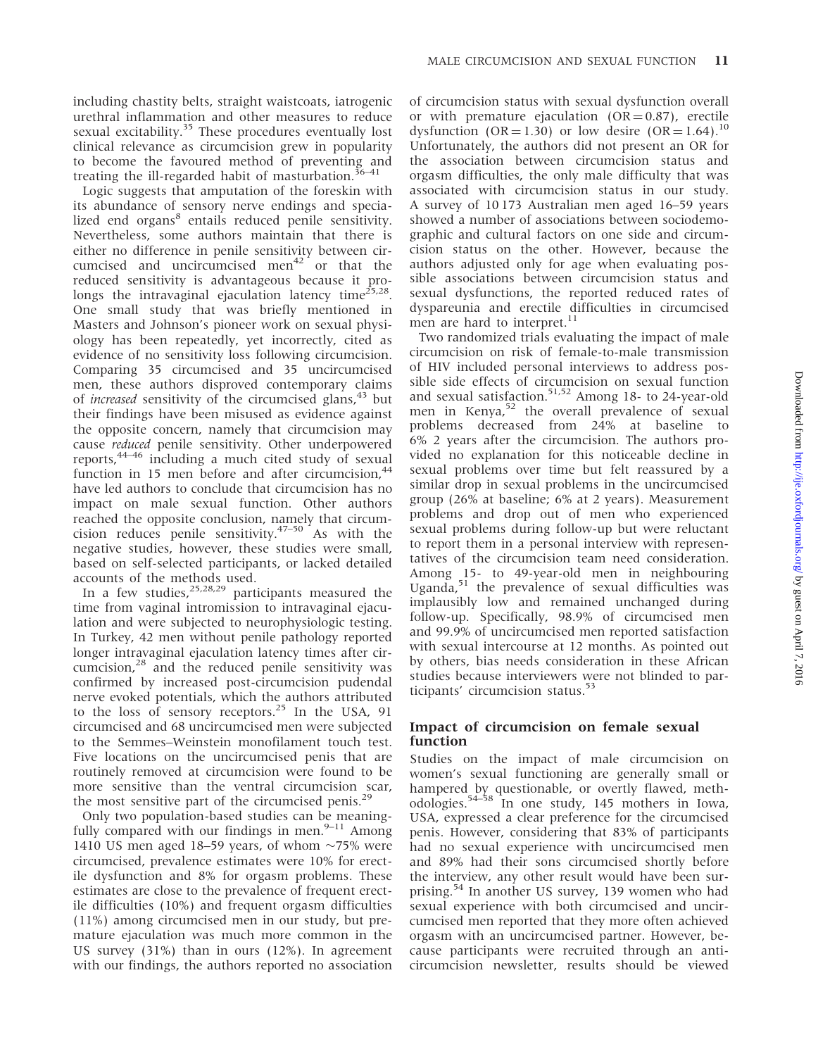including chastity belts, straight waistcoats, iatrogenic urethral inflammation and other measures to reduce sexual excitability.[35] These procedures eventually lost clinical relevance as circumcision grew in popularity to become the favoured method of preventing and treating the ill-regarded habit of masturbation.[36–41]

Logic suggests that amputation of the foreskin with its abundance of sensory nerve endings and specialized end organs[8] entails reduced penile sensitivity. Nevertheless, some authors maintain that there is either no difference in penile sensitivity between circumcised and uncircumcised men[42] or that the reduced sensitivity is advantageous because it prolongs the intravaginal ejaculation latency time[25,28]. One small study that was briefly mentioned in Masters and Johnson's pioneer work on sexual physiology has been repeatedly, yet incorrectly, cited as evidence of no sensitivity loss following circumcision. Comparing 35 circumcised and 35 uncircumcised men, these authors disproved contemporary claims of *increased* sensitivity of the circumcised glans,[43] but their findings have been misused as evidence against the opposite concern, namely that circumcision may cause *reduced* penile sensitivity. Other underpowered reports,[44–46] including a much cited study of sexual function in 15 men before and after circumcision,[44] have led authors to conclude that circumcision has no impact on male sexual function. Other authors reached the opposite conclusion, namely that circumcision reduces penile sensitivity.[47–50] As with the negative studies, however, these studies were small, based on self-selected participants, or lacked detailed accounts of the methods used.

In a few studies,[25,28,29] participants measured the time from vaginal intromission to intravaginal ejaculation and were subjected to neurophysiologic testing. In Turkey, 42 men without penile pathology reported longer intravaginal ejaculation latency times after circumcision,[28] and the reduced penile sensitivity was confirmed by increased post-circumcision pudendal nerve evoked potentials, which the authors attributed to the loss of sensory receptors.[25] In the USA, 91 circumcised and 68 uncircumcised men were subjected to the Semmes–Weinstein monofilament touch test. Five locations on the uncircumcised penis that are routinely removed at circumcision were found to be more sensitive than the ventral circumcision scar, the most sensitive part of the circumcised penis.[29]

Only two population-based studies can be meaningfully compared with our findings in men.[9–11] Among 1410 US men aged 18–59 years, of whom ~75% were circumcised, prevalence estimates were 10% for erectile dysfunction and 8% for orgasm problems. These estimates are close to the prevalence of frequent erectile difficulties (10%) and frequent orgasm difficulties (11%) among circumcised men in our study, but premature ejaculation was much more common in the US survey (31%) than in ours (12%). In agreement with our findings, the authors reported no association of circumcision status with sexual dysfunction overall or with premature ejaculation (OR = 0.87), erectile dysfunction (OR = 1.30) or low desire (OR = 1.64).[10] Unfortunately, the authors did not present an OR for the association between circumcision status and orgasm difficulties, the only male difficulty that was associated with circumcision status in our study. A survey of 10 173 Australian men aged 16–59 years showed a number of associations between sociodemographic and cultural factors on one side and circumcision status on the other. However, because the authors adjusted only for age when evaluating possible associations between circumcision status and sexual dysfunctions, the reported reduced rates of dyspareunia and erectile difficulties in circumcised men are hard to interpret.[11]

Two randomized trials evaluating the impact of male circumcision on risk of female-to-male transmission of HIV included personal interviews to address possible side effects of circumcision on sexual function and sexual satisfaction.[51,52] Among 18- to 24-year-old men in Kenya,[52] the overall prevalence of sexual problems decreased from 24% at baseline to 6% 2 years after the circumcision. The authors provided no explanation for this noticeable decline in sexual problems over time but felt reassured by a similar drop in sexual problems in the uncircumcised group (26% at baseline; 6% at 2 years). Measurement problems and drop out of men who experienced sexual problems during follow-up but were reluctant to report them in a personal interview with representatives of the circumcision team need consideration. Among 15- to 49-year-old men in neighbouring Uganda,[51] the prevalence of sexual difficulties was implausibly low and remained unchanged during follow-up. Specifically, 98.9% of circumcised men and 99.9% of uncircumcised men reported satisfaction with sexual intercourse at 12 months. As pointed out by others, bias needs consideration in these African studies because interviewers were not blinded to participants' circumcision status.[53]

## Impact of circumcision on female sexual function

Studies on the impact of male circumcision on women's sexual functioning are generally small or hampered by questionable, or overtly flawed, methodologies.[54–58] In one study, 145 mothers in Iowa, USA, expressed a clear preference for the circumcised penis. However, considering that 83% of participants had no sexual experience with uncircumcised men and 89% had their sons circumcised shortly before the interview, any other result would have been surprising.[54] In another US survey, 139 women who had sexual experience with both circumcised and uncircumcised men reported that they more often achieved orgasm with an uncircumcised partner. However, because participants were recruited through an anti-circumcision newsletter, results should be viewed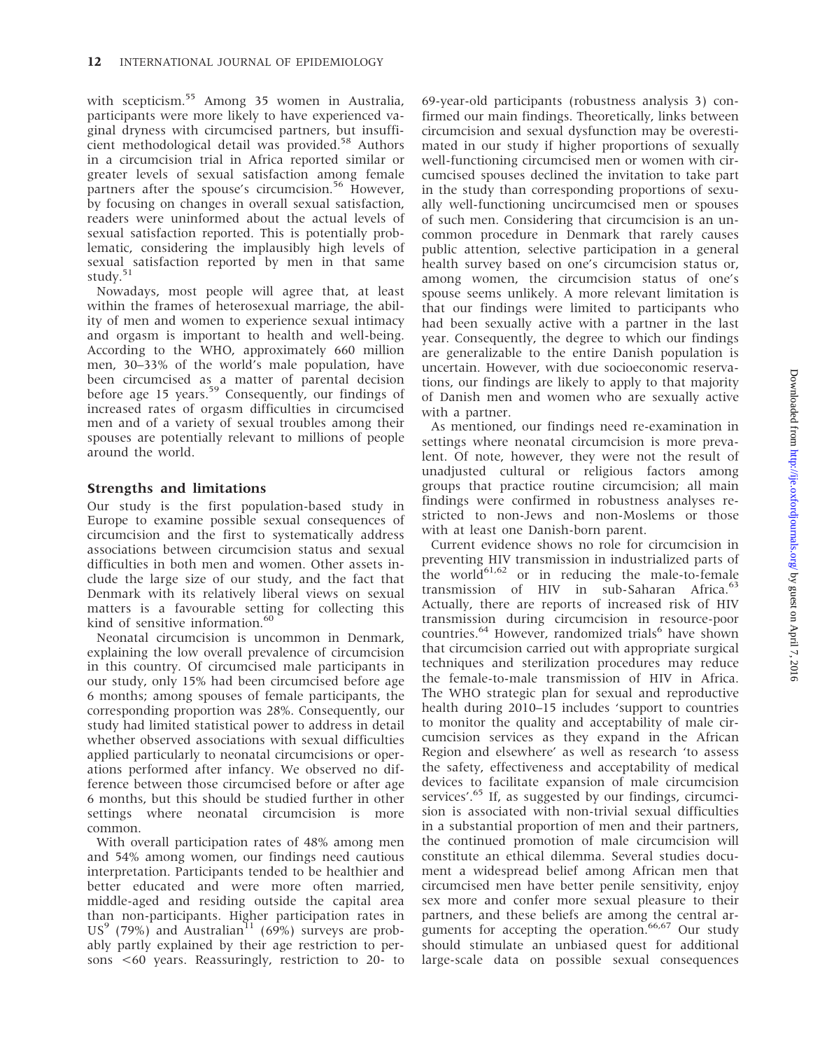with scepticism.[55] Among 35 women in Australia, participants were more likely to have experienced vaginal dryness with circumcised partners, but insufficient methodological detail was provided.[58] Authors in a circumcision trial in Africa reported similar or greater levels of sexual satisfaction among female partners after the spouse's circumcision.[56] However, by focusing on changes in overall sexual satisfaction, readers were uninformed about the actual levels of sexual satisfaction reported. This is potentially problematic, considering the implausibly high levels of sexual satisfaction reported by men in that same study.[51]

Nowadays, most people will agree that, at least within the frames of heterosexual marriage, the ability of men and women to experience sexual intimacy and orgasm is important to health and well-being. According to the WHO, approximately 660 million men, 30–33% of the world's male population, have been circumcised as a matter of parental decision before age 15 years.[59] Consequently, our findings of increased rates of orgasm difficulties in circumcised men and of a variety of sexual troubles among their spouses are potentially relevant to millions of people around the world.

## Strengths and limitations

Our study is the first population-based study in Europe to examine possible sexual consequences of circumcision and the first to systematically address associations between circumcision status and sexual difficulties in both men and women. Other assets include the large size of our study, and the fact that Denmark with its relatively liberal views on sexual matters is a favourable setting for collecting this kind of sensitive information.[60]

Neonatal circumcision is uncommon in Denmark, explaining the low overall prevalence of circumcision in this country. Of circumcised male participants in our study, only 15% had been circumcised before age 6 months; among spouses of female participants, the corresponding proportion was 28%. Consequently, our study had limited statistical power to address in detail whether observed associations with sexual difficulties applied particularly to neonatal circumcisions or operations performed after infancy. We observed no difference between those circumcised before or after age 6 months, but this should be studied further in other settings where neonatal circumcision is more common.

With overall participation rates of 48% among men and 54% among women, our findings need cautious interpretation. Participants tended to be healthier and better educated and were more often married, middle-aged and residing outside the capital area than non-participants. Higher participation rates in US[9] (79%) and Australian[11] (69%) surveys are probably partly explained by their age restriction to persons <60 years. Reassuringly, restriction to 20- to 69-year-old participants (robustness analysis 3) confirmed our main findings. Theoretically, links between circumcision and sexual dysfunction may be overestimated in our study if higher proportions of sexually well-functioning circumcised men or women with circumcised spouses declined the invitation to take part in the study than corresponding proportions of sexually well-functioning uncircumcised men or spouses of such men. Considering that circumcision is an uncommon procedure in Denmark that rarely causes public attention, selective participation in a general health survey based on one's circumcision status or, among women, the circumcision status of one's spouse seems unlikely. A more relevant limitation is that our findings were limited to participants who had been sexually active with a partner in the last year. Consequently, the degree to which our findings are generalizable to the entire Danish population is uncertain. However, with due socioeconomic reservations, our findings are likely to apply to that majority of Danish men and women who are sexually active with a partner.

As mentioned, our findings need re-examination in settings where neonatal circumcision is more prevalent. Of note, however, they were not the result of unadjusted cultural or religious factors among groups that practice routine circumcision; all main findings were confirmed in robustness analyses restricted to non-Jews and non-Moslems or those with at least one Danish-born parent.

Current evidence shows no role for circumcision in preventing HIV transmission in industrialized parts of the world[61,62] or in reducing the male-to-female transmission of HIV in sub-Saharan Africa.[63] Actually, there are reports of increased risk of HIV transmission during circumcision in resource-poor countries.[64] However, randomized trials[6] have shown that circumcision carried out with appropriate surgical techniques and sterilization procedures may reduce the female-to-male transmission of HIV in Africa. The WHO strategic plan for sexual and reproductive health during 2010–15 includes 'support to countries to monitor the quality and acceptability of male circumcision services as they expand in the African Region and elsewhere' as well as research 'to assess the safety, effectiveness and acceptability of medical devices to facilitate expansion of male circumcision services'.[65] If, as suggested by our findings, circumcision is associated with non-trivial sexual difficulties in a substantial proportion of men and their partners, the continued promotion of male circumcision will constitute an ethical dilemma. Several studies document a widespread belief among African men that circumcised men have better penile sensitivity, enjoy sex more and confer more sexual pleasure to their partners, and these beliefs are among the central arguments for accepting the operation.[66,67] Our study should stimulate an unbiased quest for additional large-scale data on possible sexual consequences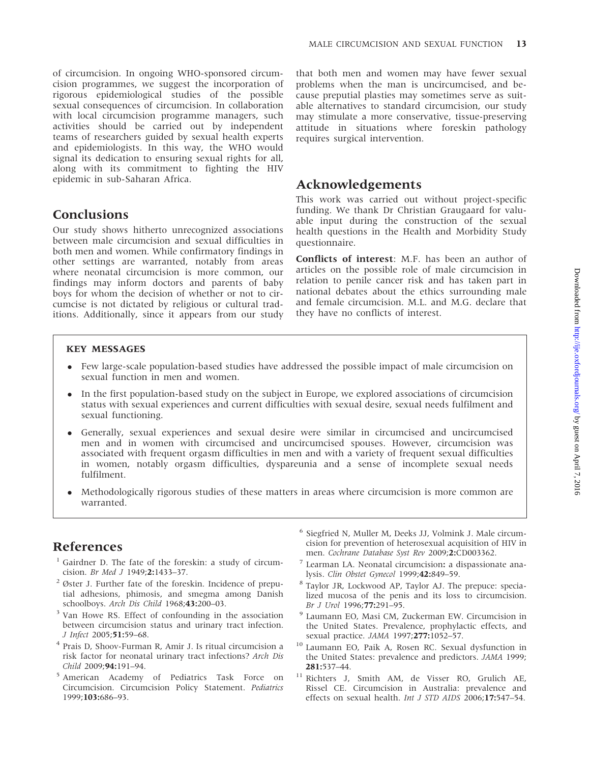of circumcision. In ongoing WHO-sponsored circumcision programmes, we suggest the incorporation of rigorous epidemiological studies of the possible sexual consequences of circumcision. In collaboration with local circumcision programme managers, such activities should be carried out by independent teams of researchers guided by sexual health experts and epidemiologists. In this way, the WHO would signal its dedication to ensuring sexual rights for all, along with its commitment to fighting the HIV epidemic in sub-Saharan Africa.

## Conclusions

Our study shows hitherto unrecognized associations between male circumcision and sexual difficulties in both men and women. While confirmatory findings in other settings are warranted, notably from areas where neonatal circumcision is more common, our findings may inform doctors and parents of baby boys for whom the decision of whether or not to circumcise is not dictated by religious or cultural traditions. Additionally, since it appears from our study that both men and women may have fewer sexual problems when the man is uncircumcised, and because preputial plasties may sometimes serve as suitable alternatives to standard circumcision, our study may stimulate a more conservative, tissue-preserving attitude in situations where foreskin pathology requires surgical intervention.

## Acknowledgements

This work was carried out without project-specific funding. We thank Dr Christian Graugaard for valuable input during the construction of the sexual health questions in the Health and Morbidity Study questionnaire.

**Conflicts of interest**: M.F. has been an author of articles on the possible role of male circumcision in relation to penile cancer risk and has taken part in national debates about the ethics surrounding male and female circumcision. M.L. and M.G. declare that they have no conflicts of interest.

**KEY MESSAGES**

- Few large-scale population-based studies have addressed the possible impact of male circumcision on sexual function in men and women.
- In the first population-based study on the subject in Europe, we explored associations of circumcision status with sexual experiences and current difficulties with sexual desire, sexual needs fulfilment and sexual functioning.
- Generally, sexual experiences and sexual desire were similar in circumcised and uncircumcised men and in women with circumcised and uncircumcised spouses. However, circumcision was associated with frequent orgasm difficulties in men and with a variety of frequent sexual difficulties in women, notably orgasm difficulties, dyspareunia and a sense of incomplete sexual needs fulfilment.
- Methodologically rigorous studies of these matters in areas where circumcision is more common are warranted.

## References

1. Gairdner D. The fate of the foreskin: a study of circumcision. *Br Med J* 1949;**2:**1433–37.
2. Øster J. Further fate of the foreskin. Incidence of preputial adhesions, phimosis, and smegma among Danish schoolboys. *Arch Dis Child* 1968;**43:**200–03.
3. Van Howe RS. Effect of confounding in the association between circumcision status and urinary tract infection. *J Infect* 2005;**51:**59–68.
4. Prais D, Shoov-Furman R, Amir J. Is ritual circumcision a risk factor for neonatal urinary tract infections? *Arch Dis Child* 2009;**94:**191–94.
5. American Academy of Pediatrics Task Force on Circumcision. Circumcision Policy Statement. *Pediatrics* 1999;**103:**686–93.
6. Siegfried N, Muller M, Deeks JJ, Volmink J. Male circumcision for prevention of heterosexual acquisition of HIV in men. *Cochrane Database Syst Rev* 2009;**2:**CD003362.
7. Learman LA. Neonatal circumcision**:** a dispassionate analysis. *Clin Obstet Gynecol* 1999;**42:**849–59.
8. Taylor JR, Lockwood AP, Taylor AJ. The prepuce: specialized mucosa of the penis and its loss to circumcision. *Br J Urol* 1996;**77:**291–95.
9. Laumann EO, Masi CM, Zuckerman EW. Circumcision in the United States. Prevalence, prophylactic effects, and sexual practice. *JAMA* 1997;**277:**1052–57.
10. Laumann EO, Paik A, Rosen RC. Sexual dysfunction in the United States: prevalence and predictors. *JAMA* 1999; **281:**537–44.
11. Richters J, Smith AM, de Visser RO, Grulich AE, Rissel CE. Circumcision in Australia: prevalence and effects on sexual health. *Int J STD AIDS* 2006;**17:**547–54.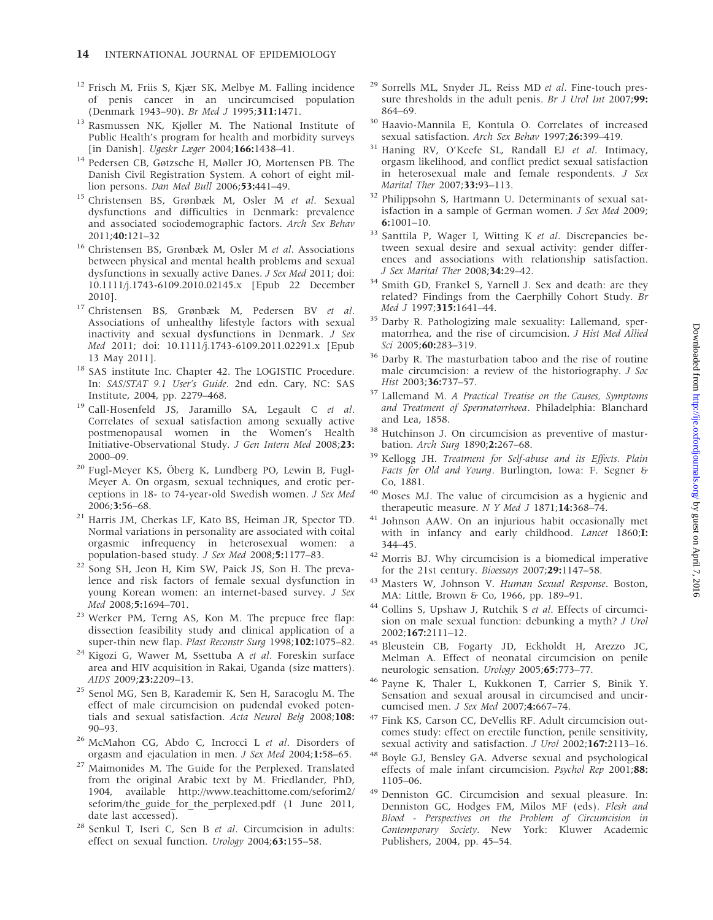12. Frisch M, Friis S, Kjær SK, Melbye M. Falling incidence of penis cancer in an uncircumcised population (Denmark 1943–90). *Br Med J* 1995;**311:**1471.
13. Rasmussen NK, Kjøller M. The National Institute of Public Health's program for health and morbidity surveys [in Danish]. *Ugeskr Læger* 2004;**166:**1438–41.
14. Pedersen CB, Gøtzsche H, Møller JO, Mortensen PB. The Danish Civil Registration System. A cohort of eight million persons. *Dan Med Bull* 2006;**53:**441–49.
15. Christensen BS, Grønbæk M, Osler M *et al*. Sexual dysfunctions and difficulties in Denmark: prevalence and associated sociodemographic factors. *Arch Sex Behav* 2011;**40:**121–32
16. Christensen BS, Grønbæk M, Osler M *et al*. Associations between physical and mental health problems and sexual dysfunctions in sexually active Danes. *J Sex Med* 2011; doi: 10.1111/j.1743-6109.2010.02145.x [Epub 22 December 2010].
17. Christensen BS, Grønbæk M, Pedersen BV *et al*. Associations of unhealthy lifestyle factors with sexual inactivity and sexual dysfunctions in Denmark. *J Sex Med* 2011; doi: 10.1111/j.1743-6109.2011.02291.x [Epub 13 May 2011].
18. SAS institute Inc. Chapter 42. The LOGISTIC Procedure. In: *SAS/STAT 9.1 User's Guide*. 2nd edn. Cary, NC: SAS Institute, 2004, pp. 2279–468.
19. Call-Hosenfeld JS, Jaramillo SA, Legault C *et al*. Correlates of sexual satisfaction among sexually active postmenopausal women in the Women's Health Initiative-Observational Study. *J Gen Intern Med* 2008;**23:** 2000–09.
20. Fugl-Meyer KS, Öberg K, Lundberg PO, Lewin B, Fugl-Meyer A. On orgasm, sexual techniques, and erotic perceptions in 18- to 74-year-old Swedish women. *J Sex Med* 2006;**3:**56–68.
21. Harris JM, Cherkas LF, Kato BS, Heiman JR, Spector TD. Normal variations in personality are associated with coital orgasmic infrequency in heterosexual women: a population-based study. *J Sex Med* 2008;**5:**1177–83.
22. Song SH, Jeon H, Kim SW, Paick JS, Son H. The prevalence and risk factors of female sexual dysfunction in young Korean women: an internet-based survey. *J Sex Med* 2008;**5:**1694–701.
23. Werker PM, Terng AS, Kon M. The prepuce free flap: dissection feasibility study and clinical application of a super-thin new flap. *Plast Reconstr Surg* 1998;**102:**1075–82.
24. Kigozi G, Wawer M, Ssettuba A *et al*. Foreskin surface area and HIV acquisition in Rakai, Uganda (size matters). *AIDS* 2009;**23:**2209–13.
25. Senol MG, Sen B, Karademir K, Sen H, Saracoglu M. The effect of male circumcision on pudendal evoked potentials and sexual satisfaction. *Acta Neurol Belg* 2008;**108:** 90–93.
26. McMahon CG, Abdo C, Incrocci L *et al*. Disorders of orgasm and ejaculation in men. *J Sex Med* 2004;**1:**58–65.
27. Maimonides M. The Guide for the Perplexed. Translated from the original Arabic text by M. Friedlander, PhD, 1904, available http://www.teachittome.com/seforim2/seforim/the_guide_for_the_perplexed.pdf (1 June 2011, date last accessed).
28. Senkul T, Iseri C, Sen B *et al*. Circumcision in adults: effect on sexual function. *Urology* 2004;**63:**155–58.
29. Sorrells ML, Snyder JL, Reiss MD *et al*. Fine-touch pressure thresholds in the adult penis. *Br J Urol Int* 2007;**99:** 864–69.
30. Haavio-Mannila E, Kontula O. Correlates of increased sexual satisfaction. *Arch Sex Behav* 1997;**26:**399–419.
31. Haning RV, O'Keefe SL, Randall EJ *et al*. Intimacy, orgasm likelihood, and conflict predict sexual satisfaction in heterosexual male and female respondents. *J Sex Marital Ther* 2007;**33:**93–113.
32. Philippsohn S, Hartmann U. Determinants of sexual satisfaction in a sample of German women. *J Sex Med* 2009; **6:**1001–10.
33. Santtila P, Wager I, Witting K *et al*. Discrepancies between sexual desire and sexual activity: gender differences and associations with relationship satisfaction. *J Sex Marital Ther* 2008;**34:**29–42.
34. Smith GD, Frankel S, Yarnell J. Sex and death: are they related? Findings from the Caerphilly Cohort Study. *Br Med J* 1997;**315:**1641–44.
35. Darby R. Pathologizing male sexuality: Lallemand, spermatorrhea, and the rise of circumcision. *J Hist Med Allied Sci* 2005;**60:**283–319.
36. Darby R. The masturbation taboo and the rise of routine male circumcision: a review of the historiography. *J Soc Hist* 2003;**36:**737–57.
37. Lallemand M. *A Practical Treatise on the Causes, Symptoms and Treatment of Spermatorrhoea*. Philadelphia: Blanchard and Lea, 1858.
38. Hutchinson J. On circumcision as preventive of masturbation. *Arch Surg* 1890;**2:**267–68.
39. Kellogg JH. *Treatment for Self-abuse and its Effects. Plain Facts for Old and Young*. Burlington, Iowa: F. Segner & Co, 1881.
40. Moses MJ. The value of circumcision as a hygienic and therapeutic measure. *N Y Med J* 1871;**14:**368–74.
41. Johnson AAW. On an injurious habit occasionally met with in infancy and early childhood. *Lancet* 1860;**I:** 344–45.
42. Morris BJ. Why circumcision is a biomedical imperative for the 21st century. *Bioessays* 2007;**29:**1147–58.
43. Masters W, Johnson V. *Human Sexual Response*. Boston, MA: Little, Brown & Co, 1966, pp. 189–91.
44. Collins S, Upshaw J, Rutchik S *et al*. Effects of circumcision on male sexual function: debunking a myth? *J Urol* 2002;**167:**2111–12.
45. Bleustein CB, Fogarty JD, Eckholdt H, Arezzo JC, Melman A. Effect of neonatal circumcision on penile neurologic sensation. *Urology* 2005;**65:**773–77.
46. Payne K, Thaler L, Kukkonen T, Carrier S, Binik Y. Sensation and sexual arousal in circumcised and uncircumcised men. *J Sex Med* 2007;**4:**667–74.
47. Fink KS, Carson CC, DeVellis RF. Adult circumcision outcomes study: effect on erectile function, penile sensitivity, sexual activity and satisfaction. *J Urol* 2002;**167:**2113–16.
48. Boyle GJ, Bensley GA. Adverse sexual and psychological effects of male infant circumcision. *Psychol Rep* 2001;**88:** 1105–06.
49. Denniston GC. Circumcision and sexual pleasure. In: Denniston GC, Hodges FM, Milos MF (eds). *Flesh and Blood - Perspectives on the Problem of Circumcision in Contemporary Society*. New York: Kluwer Academic Publishers, 2004, pp. 45–54.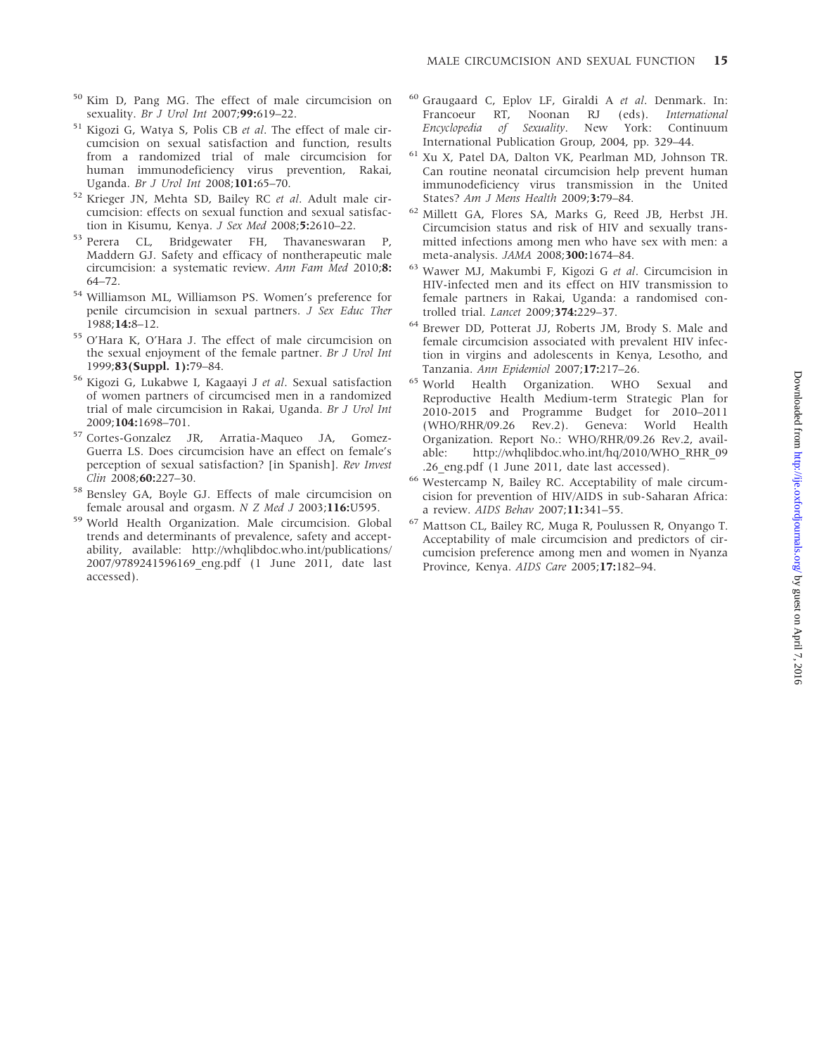50 Kim D, Pang MG. The effect of male circumcision on sexuality. *Br J Urol Int* 2007;**99:**619–22.

51 Kigozi G, Watya S, Polis CB *et al*. The effect of male circumcision on sexual satisfaction and function, results from a randomized trial of male circumcision for human immunodeficiency virus prevention, Rakai, Uganda. *Br J Urol Int* 2008;**101:**65–70.

52 Krieger JN, Mehta SD, Bailey RC *et al*. Adult male circumcision: effects on sexual function and sexual satisfaction in Kisumu, Kenya. *J Sex Med* 2008;**5:**2610–22.

53 Perera CL, Bridgewater FH, Thavaneswaran P, Maddern GJ. Safety and efficacy of nontherapeutic male circumcision: a systematic review. *Ann Fam Med* 2010;**8:** 64–72.

54 Williamson ML, Williamson PS. Women's preference for penile circumcision in sexual partners. *J Sex Educ Ther* 1988;**14:**8–12.

55 O'Hara K, O'Hara J. The effect of male circumcision on the sexual enjoyment of the female partner. *Br J Urol Int* 1999;**83(Suppl. 1):**79–84.

56 Kigozi G, Lukabwe I, Kagaayi J *et al*. Sexual satisfaction of women partners of circumcised men in a randomized trial of male circumcision in Rakai, Uganda. *Br J Urol Int* 2009;**104:**1698–701.

57 Cortes-Gonzalez JR, Arratia-Maqueo JA, Gomez-Guerra LS. Does circumcision have an effect on female's perception of sexual satisfaction? [in Spanish]. *Rev Invest Clin* 2008;**60:**227–30.

58 Bensley GA, Boyle GJ. Effects of male circumcision on female arousal and orgasm. *N Z Med J* 2003;**116:**U595.

59 World Health Organization. Male circumcision. Global trends and determinants of prevalence, safety and acceptability, available: http://whqlibdoc.who.int/publications/2007/9789241596169_eng.pdf (1 June 2011, date last accessed).

60 Graugaard C, Eplov LF, Giraldi A *et al*. Denmark. In: Francoeur RT, Noonan RJ (eds). *International Encyclopedia of Sexuality*. New York: Continuum International Publication Group, 2004, pp. 329–44.

61 Xu X, Patel DA, Dalton VK, Pearlman MD, Johnson TR. Can routine neonatal circumcision help prevent human immunodeficiency virus transmission in the United States? *Am J Mens Health* 2009;**3:**79–84.

62 Millett GA, Flores SA, Marks G, Reed JB, Herbst JH. Circumcision status and risk of HIV and sexually transmitted infections among men who have sex with men: a meta-analysis. *JAMA* 2008;**300:**1674–84.

63 Wawer MJ, Makumbi F, Kigozi G *et al*. Circumcision in HIV-infected men and its effect on HIV transmission to female partners in Rakai, Uganda: a randomised controlled trial. *Lancet* 2009;**374:**229–37.

64 Brewer DD, Potterat JJ, Roberts JM, Brody S. Male and female circumcision associated with prevalent HIV infection in virgins and adolescents in Kenya, Lesotho, and Tanzania. *Ann Epidemiol* 2007;**17:**217–26.

65 World Health Organization. WHO Sexual and Reproductive Health Medium-term Strategic Plan for 2010-2015 and Programme Budget for 2010–2011 (WHO/RHR/09.26 Rev.2). Geneva: World Health Organization. Report No.: WHO/RHR/09.26 Rev.2, available: http://whqlibdoc.who.int/hq/2010/WHO_RHR_09.26_eng.pdf (1 June 2011, date last accessed).

66 Westercamp N, Bailey RC. Acceptability of male circumcision for prevention of HIV/AIDS in sub-Saharan Africa: a review. *AIDS Behav* 2007;**11:**341–55.

67 Mattson CL, Bailey RC, Muga R, Poulussen R, Onyango T. Acceptability of male circumcision and predictors of circumcision preference among men and women in Nyanza Province, Kenya. *AIDS Care* 2005;**17:**182–94.